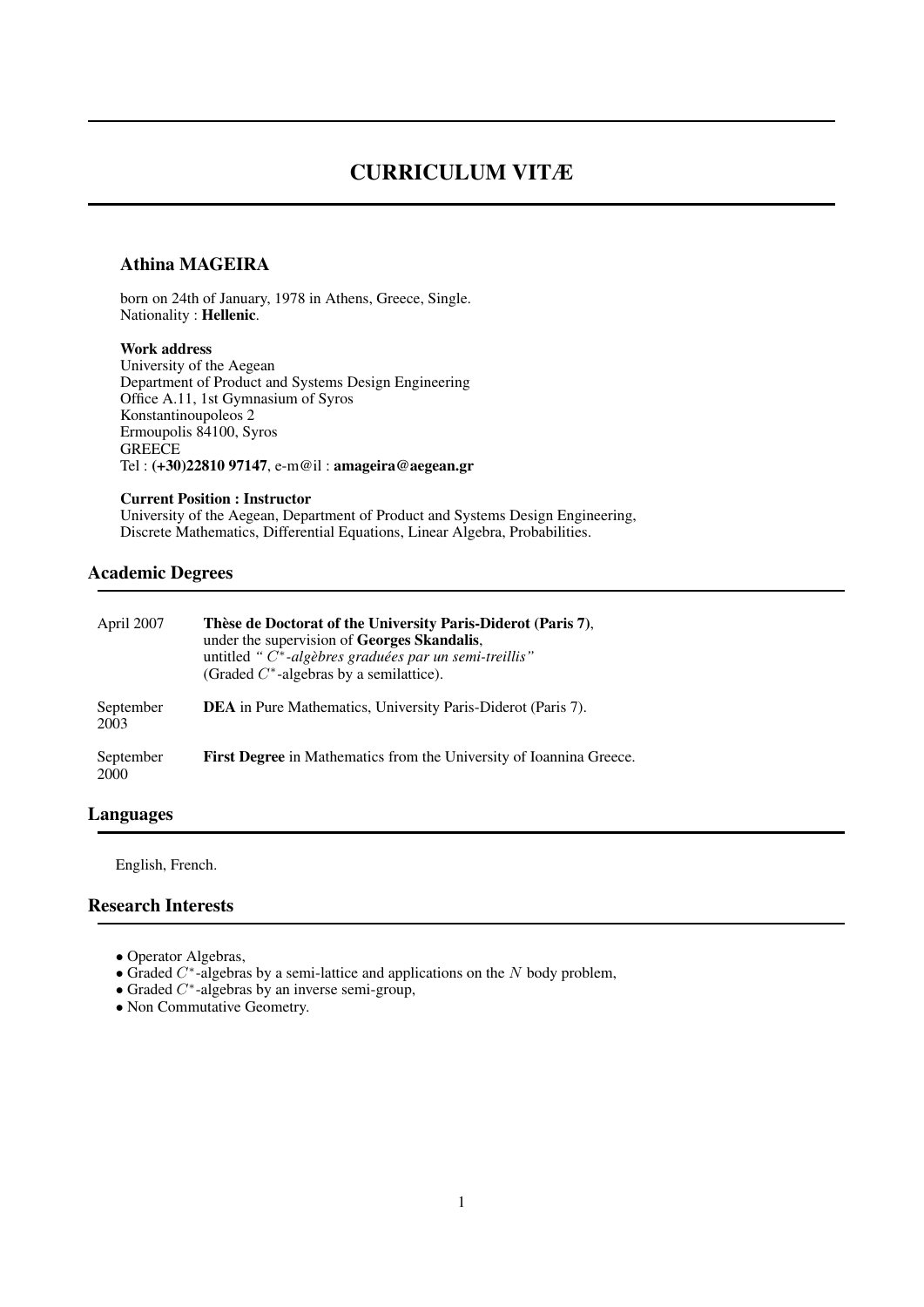# CURRICULUM VITÆ

## Athina MAGEIRA

born on 24th of January, 1978 in Athens, Greece, Single.
Nationality : **Hellenic**.

**Work address**
University of the Aegean
Department of Product and Systems Design Engineering
Office A.11, 1st Gymnasium of Syros
Konstantinoupoleos 2
Ermoupolis 84100, Syros
GREECE
Tel : **(+30)22810 97147**, e-m@il : **amageira@aegean.gr**

**Current Position : Instructor**
University of the Aegean, Department of Product and Systems Design Engineering,
Discrete Mathematics, Differential Equations, Linear Algebra, Probabilities.

## Academic Degrees

| | |
|---|---|
| April 2007 | **Thèse de Doctorat of the University Paris-Diderot (Paris 7)**, under the supervision of **Georges Skandalis**, untitled *" $C^*$-algèbres graduées par un semi-treillis"* (Graded $C^*$-algebras by a semilattice). |
| September 2003 | **DEA** in Pure Mathematics, University Paris-Diderot (Paris 7). |
| September 2000 | **First Degree** in Mathematics from the University of Ioannina Greece. |

## Languages

English, French.

## Research Interests

- Operator Algebras,
- Graded $C^*$-algebras by a semi-lattice and applications on the $N$ body problem,
- Graded $C^*$-algebras by an inverse semi-group,
- Non Commutative Geometry.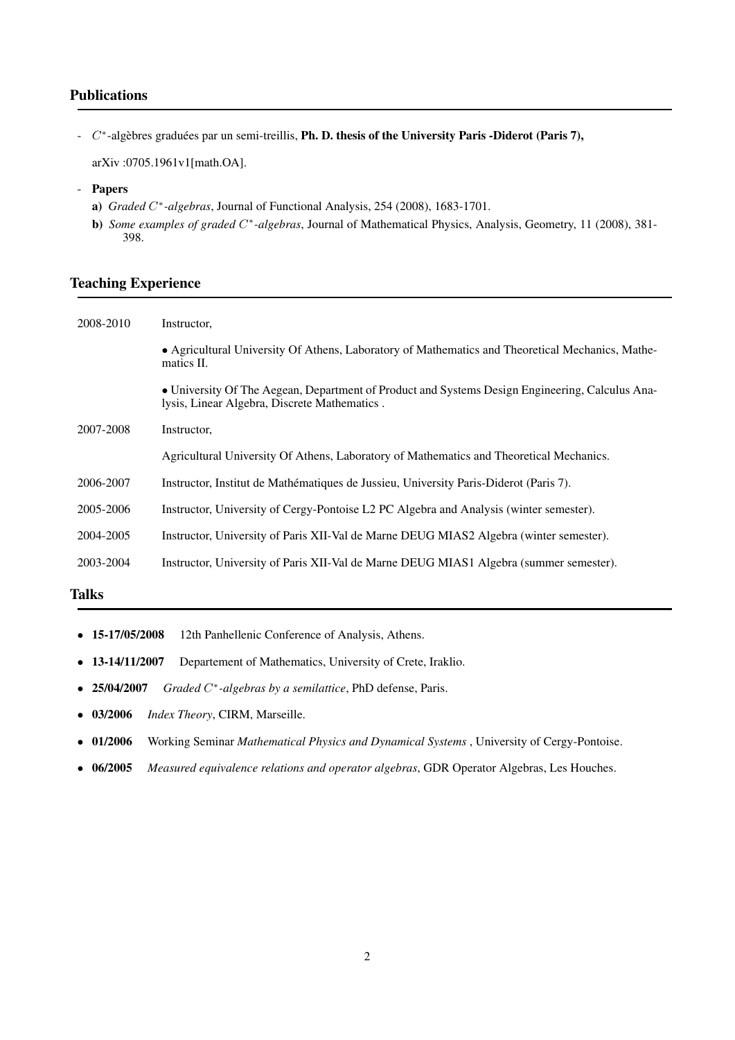## Publications

- $C^*$-algèbres graduées par un semi-treillis, **Ph. D. thesis of the University Paris -Diderot (Paris 7),**

  arXiv :0705.1961v1[math.OA].

- **Papers**
  - **a)** *Graded $C^*$-algebras*, Journal of Functional Analysis, 254 (2008), 1683-1701.
  - **b)** *Some examples of graded $C^*$-algebras*, Journal of Mathematical Physics, Analysis, Geometry, 11 (2008), 381-398.

## Teaching Experience

| | |
|---|---|
| 2008-2010 | Instructor, |
| | • Agricultural University Of Athens, Laboratory of Mathematics and Theoretical Mechanics, Mathematics II. |
| | • University Of The Aegean, Department of Product and Systems Design Engineering, Calculus Analysis, Linear Algebra, Discrete Mathematics . |
| 2007-2008 | Instructor, |
| | Agricultural University Of Athens, Laboratory of Mathematics and Theoretical Mechanics. |
| 2006-2007 | Instructor, Institut de Mathématiques de Jussieu, University Paris-Diderot (Paris 7). |
| 2005-2006 | Instructor, University of Cergy-Pontoise L2 PC Algebra and Analysis (winter semester). |
| 2004-2005 | Instructor, University of Paris XII-Val de Marne DEUG MIAS2 Algebra (winter semester). |
| 2003-2004 | Instructor, University of Paris XII-Val de Marne DEUG MIAS1 Algebra (summer semester). |

## Talks

- **15-17/05/2008** 12th Panhellenic Conference of Analysis, Athens.
- **13-14/11/2007** Departement of Mathematics, University of Crete, Iraklio.
- **25/04/2007** *Graded $C^*$-algebras by a semilattice*, PhD defense, Paris.
- **03/2006** *Index Theory*, CIRM, Marseille.
- **01/2006** Working Seminar *Mathematical Physics and Dynamical Systems* , University of Cergy-Pontoise.
- **06/2005** *Measured equivalence relations and operator algebras*, GDR Operator Algebras, Les Houches.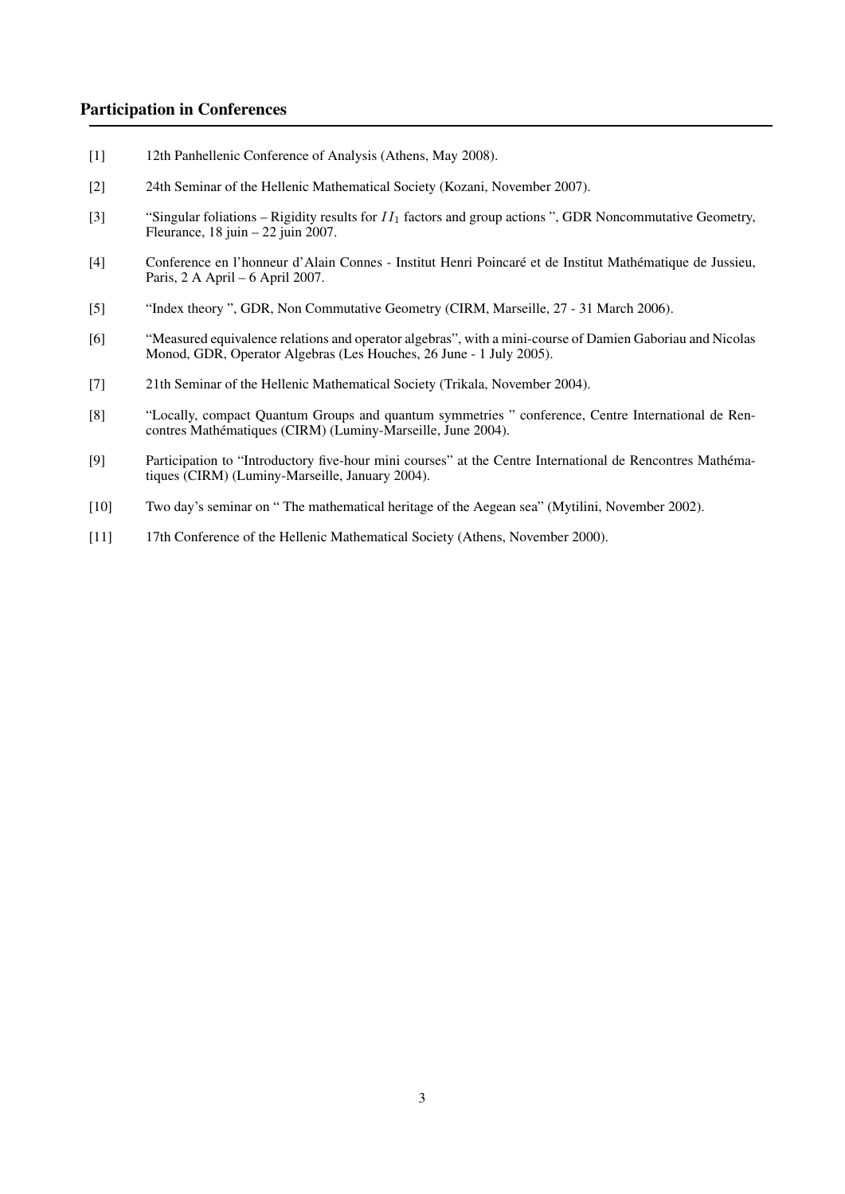## Participation in Conferences

[1] 12th Panhellenic Conference of Analysis (Athens, May 2008).

[2] 24th Seminar of the Hellenic Mathematical Society (Kozani, November 2007).

[3] "Singular foliations – Rigidity results for $II_1$ factors and group actions ", GDR Noncommutative Geometry, Fleurance, 18 juin – 22 juin 2007.

[4] Conference en l'honneur d'Alain Connes - Institut Henri Poincaré et de Institut Mathématique de Jussieu, Paris, 2 A April – 6 April 2007.

[5] "Index theory ", GDR, Non Commutative Geometry (CIRM, Marseille, 27 - 31 March 2006).

[6] "Measured equivalence relations and operator algebras", with a mini-course of Damien Gaboriau and Nicolas Monod, GDR, Operator Algebras (Les Houches, 26 June - 1 July 2005).

[7] 21th Seminar of the Hellenic Mathematical Society (Trikala, November 2004).

[8] "Locally, compact Quantum Groups and quantum symmetries " conference, Centre International de Rencontres Mathématiques (CIRM) (Luminy-Marseille, June 2004).

[9] Participation to "Introductory five-hour mini courses" at the Centre International de Rencontres Mathématiques (CIRM) (Luminy-Marseille, January 2004).

[10] Two day's seminar on " The mathematical heritage of the Aegean sea" (Mytilini, November 2002).

[11] 17th Conference of the Hellenic Mathematical Society (Athens, November 2000).